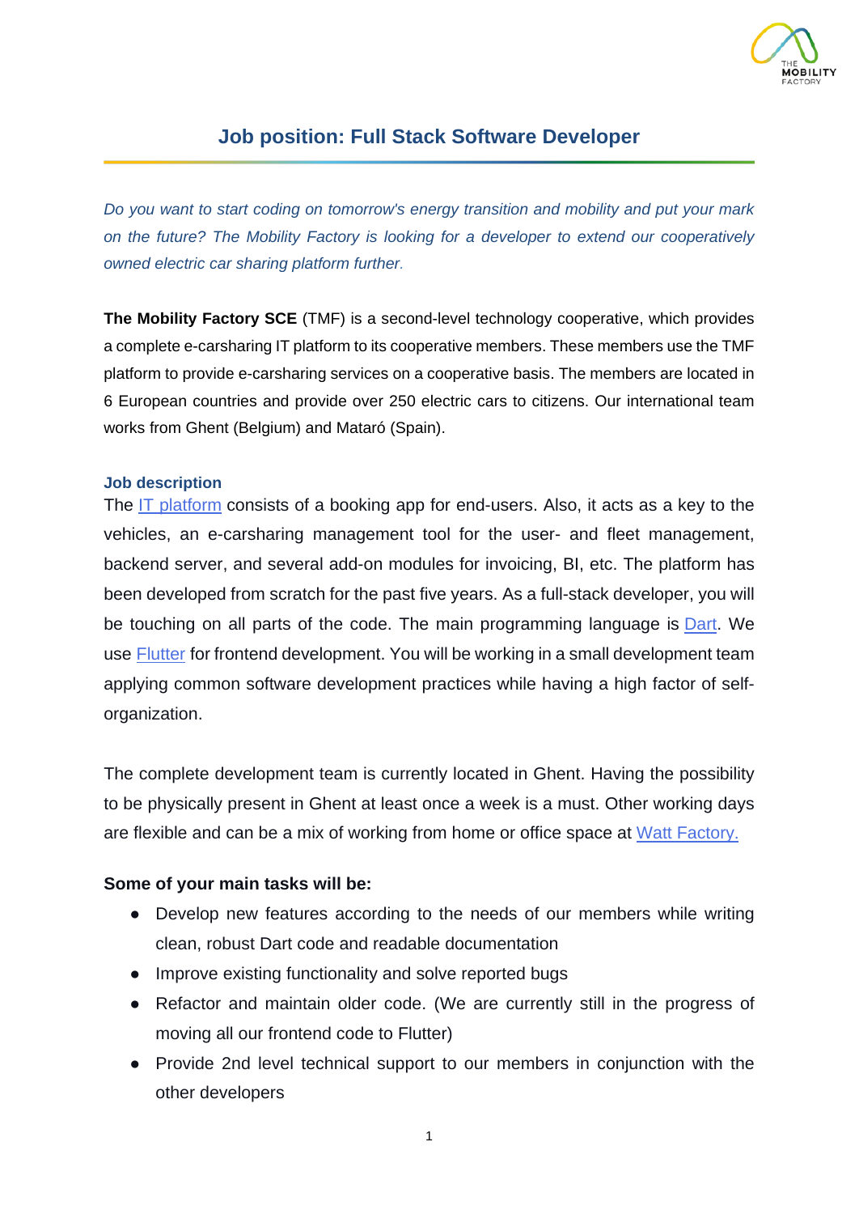# Job position: Full Stack Software Developer

*Do you want to start coding on tomorrow's energy transition and mobility and put your mark on the future? The Mobility Factory is looking for a developer to extend our cooperatively owned electric car sharing platform further.*

**The Mobility Factory SCE** (TMF) is a second-level technology cooperative, which provides a complete e-carsharing IT platform to its cooperative members. These members use the TMF platform to provide e-carsharing services on a cooperative basis. The members are located in 6 European countries and provide over 250 electric cars to citizens. Our international team works from Ghent (Belgium) and Mataró (Spain).

### Job description

The IT platform consists of a booking app for end-users. Also, it acts as a key to the vehicles, an e-carsharing management tool for the user- and fleet management, backend server, and several add-on modules for invoicing, BI, etc. The platform has been developed from scratch for the past five years. As a full-stack developer, you will be touching on all parts of the code. The main programming language is Dart. We use Flutter for frontend development. You will be working in a small development team applying common software development practices while having a high factor of self-organization.

The complete development team is currently located in Ghent. Having the possibility to be physically present in Ghent at least once a week is a must. Other working days are flexible and can be a mix of working from home or office space at Watt Factory.

**Some of your main tasks will be:**

- Develop new features according to the needs of our members while writing clean, robust Dart code and readable documentation
- Improve existing functionality and solve reported bugs
- Refactor and maintain older code. (We are currently still in the progress of moving all our frontend code to Flutter)
- Provide 2nd level technical support to our members in conjunction with the other developers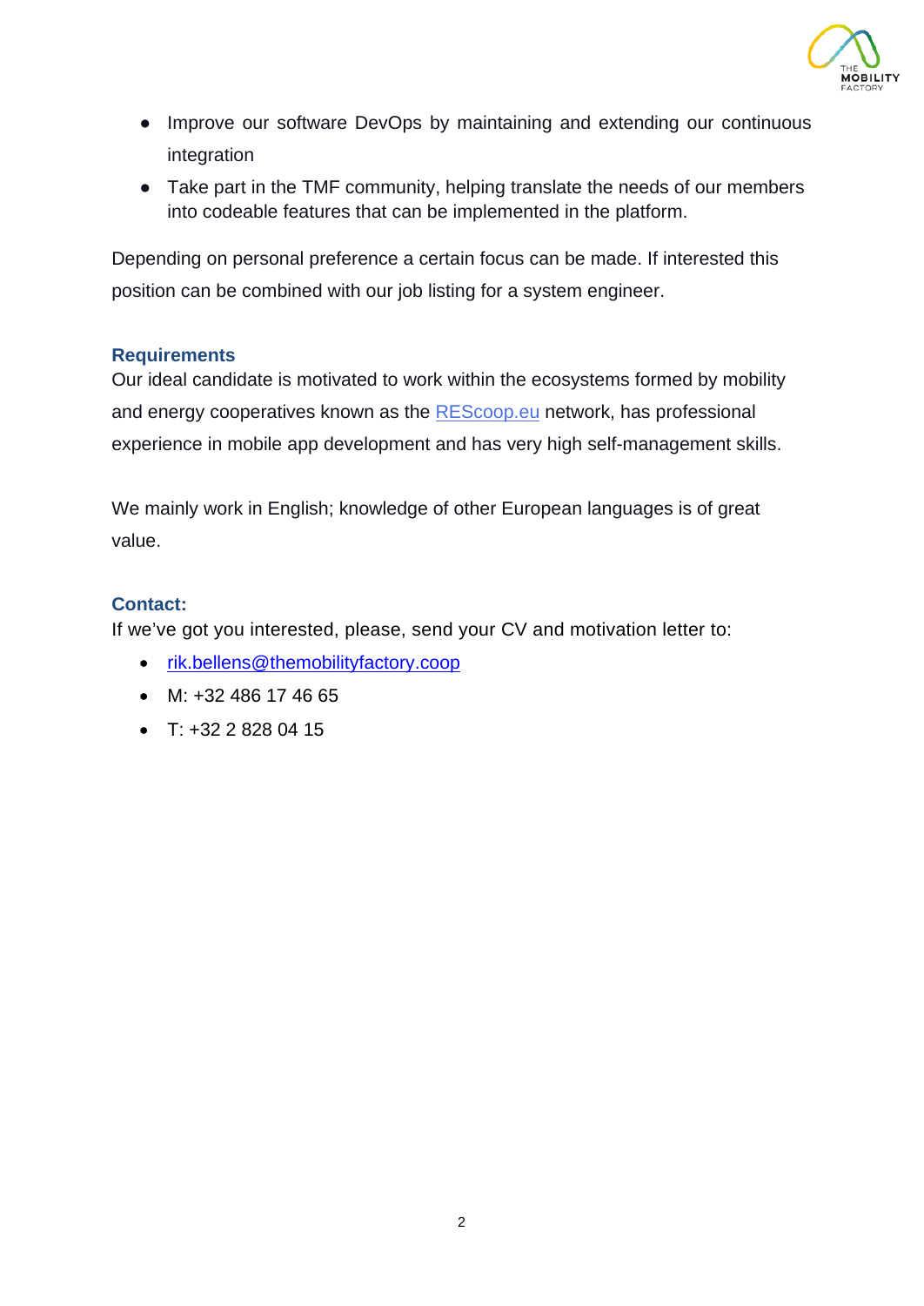- Improve our software DevOps by maintaining and extending our continuous integration
- Take part in the TMF community, helping translate the needs of our members into codeable features that can be implemented in the platform.

Depending on personal preference a certain focus can be made. If interested this position can be combined with our job listing for a system engineer.

### Requirements

Our ideal candidate is motivated to work within the ecosystems formed by mobility and energy cooperatives known as the REScoop.eu network, has professional experience in mobile app development and has very high self-management skills.

We mainly work in English; knowledge of other European languages is of great value.

### Contact:

If we've got you interested, please, send your CV and motivation letter to:

- rik.bellens@themobilityfactory.coop
- M: +32 486 17 46 65
- T: +32 2 828 04 15